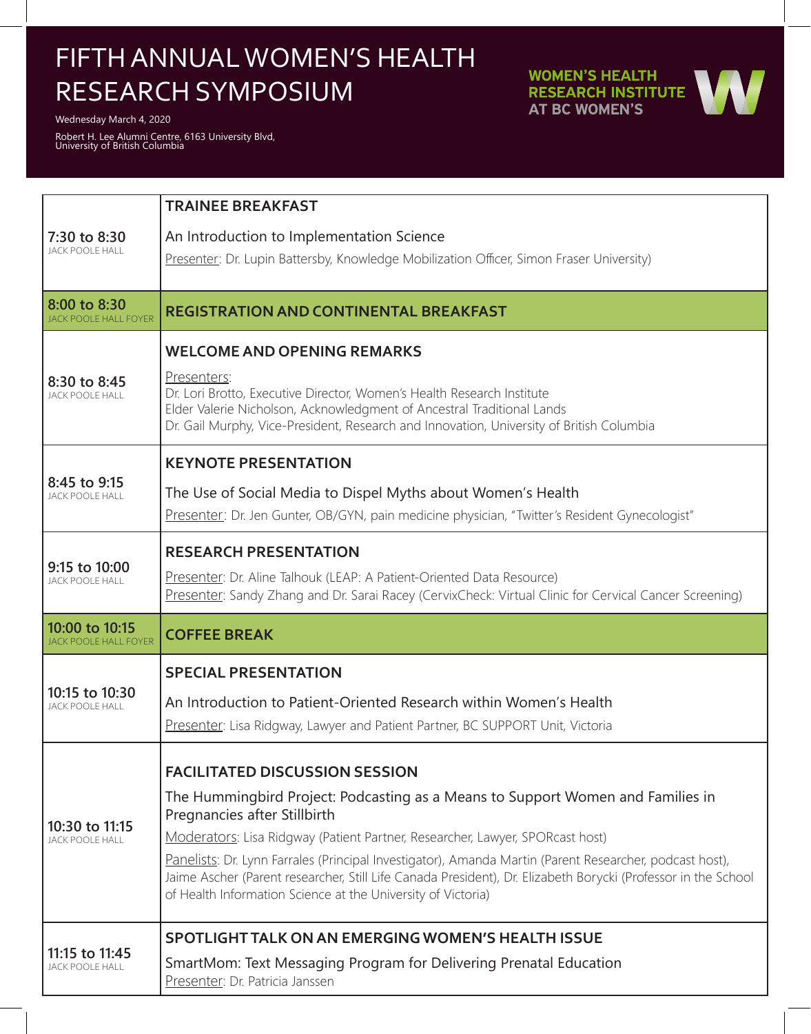# FIFTH ANNUAL WOMEN'S HEALTH RESEARCH SYMPOSIUM

Wednesday March 4, 2020

Robert H. Lee Alumni Centre, 6163 University Blvd, University of British Columbia

**WOMEN'S HEALTH RESEARCH INSTITUTE AT BC WOMEN'S**

| Time / Location | Session |
|---|---|
| **7:30 to 8:30** JACK POOLE HALL | **TRAINEE BREAKFAST**<br>An Introduction to Implementation Science<br>Presenter: Dr. Lupin Battersby, Knowledge Mobilization Officer, Simon Fraser University) |
| **8:00 to 8:30** JACK POOLE HALL FOYER | **REGISTRATION AND CONTINENTAL BREAKFAST** |
| **8:30 to 8:45** JACK POOLE HALL | **WELCOME AND OPENING REMARKS**<br>Presenters:<br>Dr. Lori Brotto, Executive Director, Women's Health Research Institute<br>Elder Valerie Nicholson, Acknowledgment of Ancestral Traditional Lands<br>Dr. Gail Murphy, Vice-President, Research and Innovation, University of British Columbia |
| **8:45 to 9:15** JACK POOLE HALL | **KEYNOTE PRESENTATION**<br>The Use of Social Media to Dispel Myths about Women's Health<br>Presenter: Dr. Jen Gunter, OB/GYN, pain medicine physician, "Twitter's Resident Gynecologist" |
| **9:15 to 10:00** JACK POOLE HALL | **RESEARCH PRESENTATION**<br>Presenter: Dr. Aline Talhouk (LEAP: A Patient-Oriented Data Resource)<br>Presenter: Sandy Zhang and Dr. Sarai Racey (CervixCheck: Virtual Clinic for Cervical Cancer Screening) |
| **10:00 to 10:15** JACK POOLE HALL FOYER | **COFFEE BREAK** |
| **10:15 to 10:30** JACK POOLE HALL | **SPECIAL PRESENTATION**<br>An Introduction to Patient-Oriented Research within Women's Health<br>Presenter: Lisa Ridgway, Lawyer and Patient Partner, BC SUPPORT Unit, Victoria |
| **10:30 to 11:15** JACK POOLE HALL | **FACILITATED DISCUSSION SESSION**<br>The Hummingbird Project: Podcasting as a Means to Support Women and Families in Pregnancies after Stillbirth<br>Moderators: Lisa Ridgway (Patient Partner, Researcher, Lawyer, SPORcast host)<br>Panelists: Dr. Lynn Farrales (Principal Investigator), Amanda Martin (Parent Researcher, podcast host), Jaime Ascher (Parent researcher, Still Life Canada President), Dr. Elizabeth Borycki (Professor in the School of Health Information Science at the University of Victoria) |
| **11:15 to 11:45** JACK POOLE HALL | **SPOTLIGHT TALK ON AN EMERGING WOMEN'S HEALTH ISSUE**<br>SmartMom: Text Messaging Program for Delivering Prenatal Education<br>Presenter: Dr. Patricia Janssen |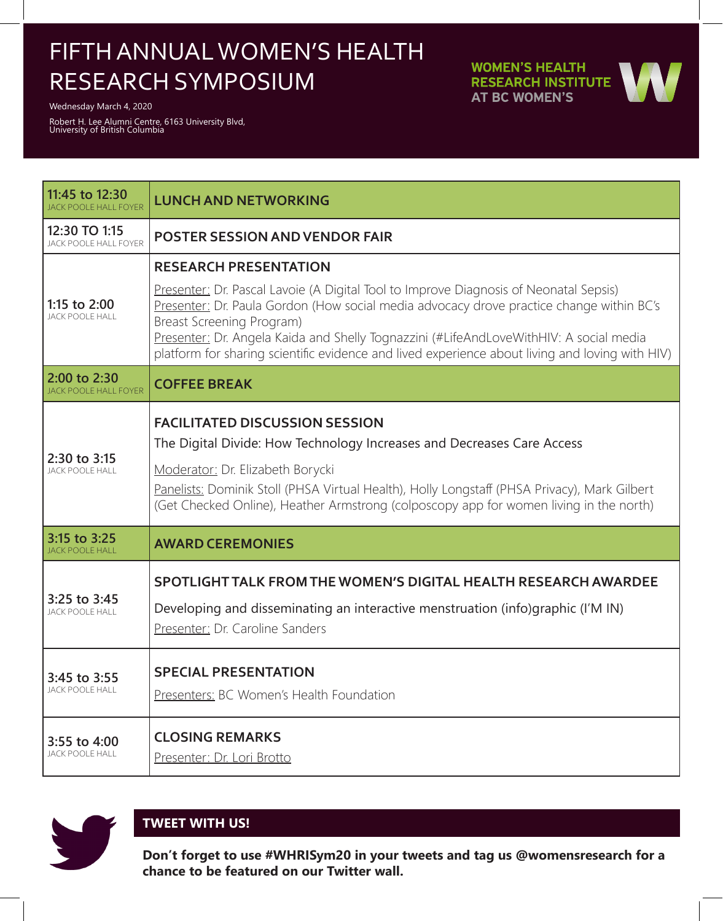# FIFTH ANNUAL WOMEN'S HEALTH RESEARCH SYMPOSIUM

Wednesday March 4, 2020

Robert H. Lee Alumni Centre, 6163 University Blvd, University of British Columbia

**WOMEN'S HEALTH RESEARCH INSTITUTE AT BC WOMEN'S**

| | |
|---|---|
| **11:45 to 12:30** JACK POOLE HALL FOYER | **LUNCH AND NETWORKING** |
| **12:30 TO 1:15** JACK POOLE HALL FOYER | **POSTER SESSION AND VENDOR FAIR** |
| **1:15 to 2:00** JACK POOLE HALL | **RESEARCH PRESENTATION**<br>Presenter: Dr. Pascal Lavoie (A Digital Tool to Improve Diagnosis of Neonatal Sepsis)<br>Presenter: Dr. Paula Gordon (How social media advocacy drove practice change within BC's Breast Screening Program)<br>Presenter: Dr. Angela Kaida and Shelly Tognazzini (#LifeAndLoveWithHIV: A social media platform for sharing scientific evidence and lived experience about living and loving with HIV) |
| **2:00 to 2:30** JACK POOLE HALL FOYER | **COFFEE BREAK** |
| **2:30 to 3:15** JACK POOLE HALL | **FACILITATED DISCUSSION SESSION**<br>The Digital Divide: How Technology Increases and Decreases Care Access<br>Moderator: Dr. Elizabeth Borycki<br>Panelists: Dominik Stoll (PHSA Virtual Health), Holly Longstaff (PHSA Privacy), Mark Gilbert (Get Checked Online), Heather Armstrong (colposcopy app for women living in the north) |
| **3:15 to 3:25** JACK POOLE HALL | **AWARD CEREMONIES** |
| **3:25 to 3:45** JACK POOLE HALL | **SPOTLIGHT TALK FROM THE WOMEN'S DIGITAL HEALTH RESEARCH AWARDEE**<br>Developing and disseminating an interactive menstruation (info)graphic (I'M IN)<br>Presenter: Dr. Caroline Sanders |
| **3:45 to 3:55** JACK POOLE HALL | **SPECIAL PRESENTATION**<br>Presenters: BC Women's Health Foundation |
| **3:55 to 4:00** JACK POOLE HALL | **CLOSING REMARKS**<br>Presenter: Dr. Lori Brotto |

## TWEET WITH US!

**Don't forget to use #WHRISym20 in your tweets and tag us @womensresearch for a chance to be featured on our Twitter wall.**